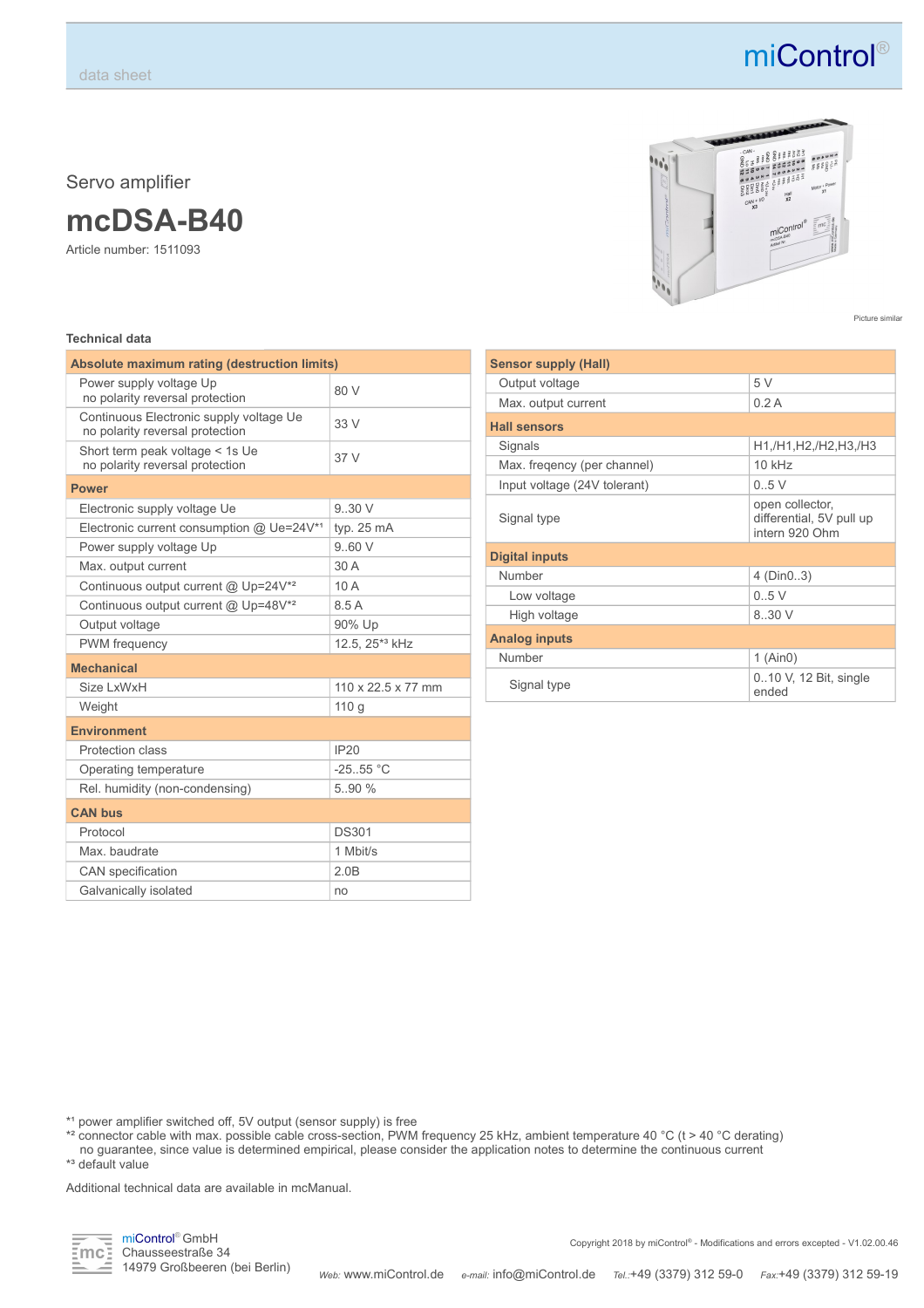data sheet

Servo amplifier

# mcDSA-B40

Article number: 1511093

Picture similar

### Technical data

| Absolute maximum rating (destruction limits) | |
|---|---|
| Power supply voltage Up<br>no polarity reversal protection | 80 V |
| Continuous Electronic supply voltage Ue<br>no polarity reversal protection | 33 V |
| Short term peak voltage < 1s Ue<br>no polarity reversal protection | 37 V |
| **Power** | |
| Electronic supply voltage Ue | 9..30 V |
| Electronic current consumption @ Ue=24V*1 | typ. 25 mA |
| Power supply voltage Up | 9..60 V |
| Max. output current | 30 A |
| Continuous output current @ Up=24V*2 | 10 A |
| Continuous output current @ Up=48V*2 | 8.5 A |
| Output voltage | 90% Up |
| PWM frequency | 12.5, 25*3 kHz |
| **Mechanical** | |
| Size LxWxH | 110 x 22.5 x 77 mm |
| Weight | 110 g |
| **Environment** | |
| Protection class | IP20 |
| Operating temperature | -25..55 °C |
| Rel. humidity (non-condensing) | 5..90 % |
| **CAN bus** | |
| Protocol | DS301 |
| Max. baudrate | 1 Mbit/s |
| CAN specification | 2.0B |
| Galvanically isolated | no |

| Sensor supply (Hall) | |
|---|---|
| Output voltage | 5 V |
| Max. output current | 0.2 A |
| **Hall sensors** | |
| Signals | H1,/H1,H2,/H2,H3,/H3 |
| Max. freqency (per channel) | 10 kHz |
| Input voltage (24V tolerant) | 0..5 V |
| Signal type | open collector, differential, 5V pull up intern 920 Ohm |
| **Digital inputs** | |
| Number | 4 (Din0..3) |
| Low voltage | 0..5 V |
| High voltage | 8..30 V |
| **Analog inputs** | |
| Number | 1 (Ain0) |
| Signal type | 0..10 V, 12 Bit, single ended |

*1 power amplifier switched off, 5V output (sensor supply) is free
*2 connector cable with max. possible cable cross-section, PWM frequency 25 kHz, ambient temperature 40 °C (t > 40 °C derating)
no guarantee, since value is determined empirical, please consider the application notes to determine the continuous current
*3 default value

Additional technical data are available in mcManual.

miControl® GmbH
Chausseestraße 34
14979 Großbeeren (bei Berlin)

Copyright 2018 by miControl® - Modifications and errors excepted - V1.02.00.46

Web: www.miControl.de e-mail: info@miControl.de Tel.:+49 (3379) 312 59-0 Fax:+49 (3379) 312 59-19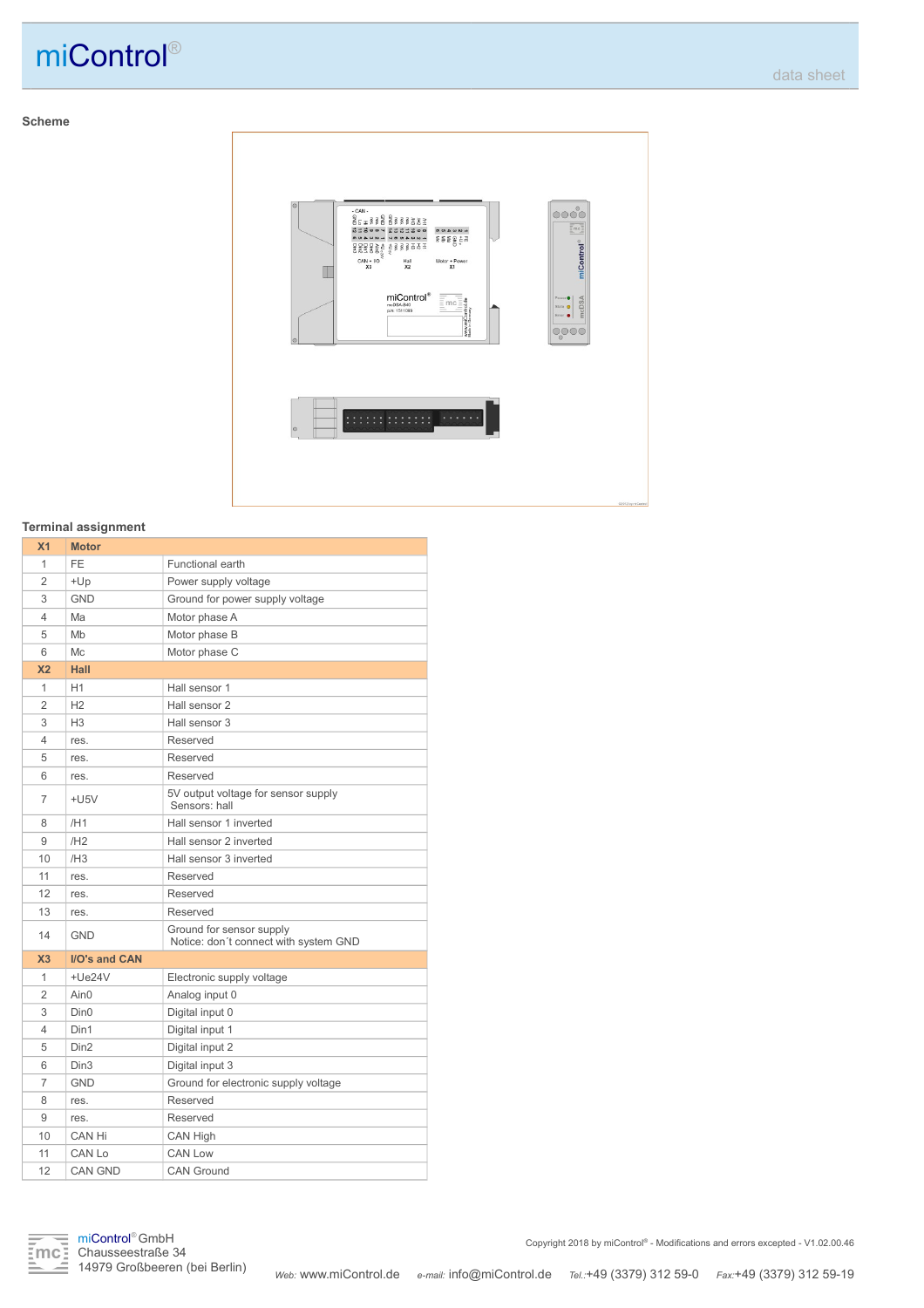## Scheme

## Terminal assignment

| X1 | Motor | |
|---|---|---|
| 1 | FE | Functional earth |
| 2 | +Up | Power supply voltage |
| 3 | GND | Ground for power supply voltage |
| 4 | Ma | Motor phase A |
| 5 | Mb | Motor phase B |
| 6 | Mc | Motor phase C |
| **X2** | **Hall** | |
| 1 | H1 | Hall sensor 1 |
| 2 | H2 | Hall sensor 2 |
| 3 | H3 | Hall sensor 3 |
| 4 | res. | Reserved |
| 5 | res. | Reserved |
| 6 | res. | Reserved |
| 7 | +U5V | 5V output voltage for sensor supply Sensors: hall |
| 8 | /H1 | Hall sensor 1 inverted |
| 9 | /H2 | Hall sensor 2 inverted |
| 10 | /H3 | Hall sensor 3 inverted |
| 11 | res. | Reserved |
| 12 | res. | Reserved |
| 13 | res. | Reserved |
| 14 | GND | Ground for sensor supply Notice: don´t connect with system GND |
| **X3** | **I/O's and CAN** | |
| 1 | +Ue24V | Electronic supply voltage |
| 2 | Ain0 | Analog input 0 |
| 3 | Din0 | Digital input 0 |
| 4 | Din1 | Digital input 1 |
| 5 | Din2 | Digital input 2 |
| 6 | Din3 | Digital input 3 |
| 7 | GND | Ground for electronic supply voltage |
| 8 | res. | Reserved |
| 9 | res. | Reserved |
| 10 | CAN Hi | CAN High |
| 11 | CAN Lo | CAN Low |
| 12 | CAN GND | CAN Ground |

miControl® GmbH
Chausseestraße 34
14979 Großbeeren (bei Berlin)

Copyright 2018 by miControl® - Modifications and errors excepted - V1.02.00.46

Web: www.miControl.de  e-mail: info@miControl.de  Tel.:+49 (3379) 312 59-0  Fax:+49 (3379) 312 59-19